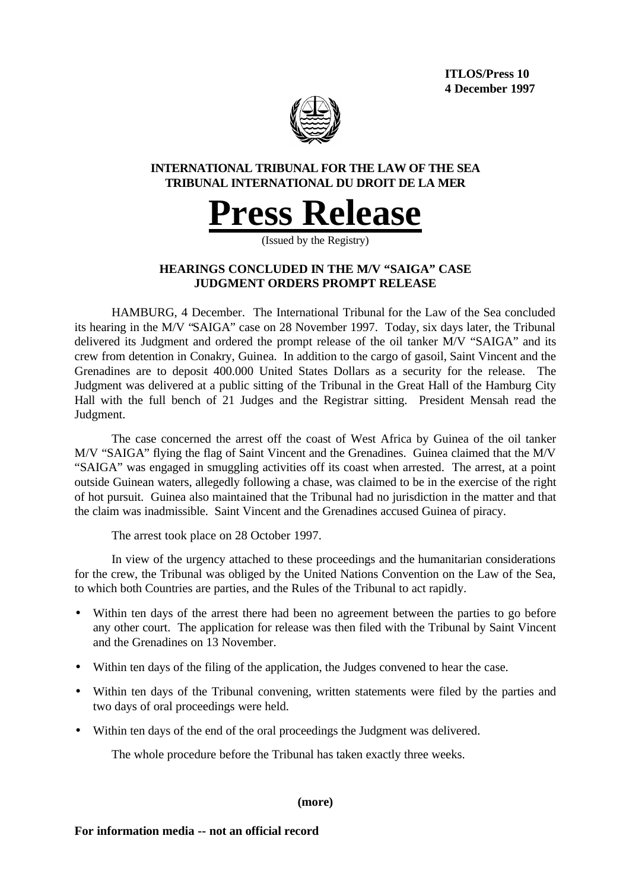**ITLOS/Press 10**
**4 December 1997**

**INTERNATIONAL TRIBUNAL FOR THE LAW OF THE SEA**
**TRIBUNAL INTERNATIONAL DU DROIT DE LA MER**

# Press Release

(Issued by the Registry)

## HEARINGS CONCLUDED IN THE M/V "SAIGA" CASE
## JUDGMENT ORDERS PROMPT RELEASE

HAMBURG, 4 December. The International Tribunal for the Law of the Sea concluded its hearing in the M/V "SAIGA" case on 28 November 1997. Today, six days later, the Tribunal delivered its Judgment and ordered the prompt release of the oil tanker M/V "SAIGA" and its crew from detention in Conakry, Guinea. In addition to the cargo of gasoil, Saint Vincent and the Grenadines are to deposit 400.000 United States Dollars as a security for the release. The Judgment was delivered at a public sitting of the Tribunal in the Great Hall of the Hamburg City Hall with the full bench of 21 Judges and the Registrar sitting. President Mensah read the Judgment.

The case concerned the arrest off the coast of West Africa by Guinea of the oil tanker M/V "SAIGA" flying the flag of Saint Vincent and the Grenadines. Guinea claimed that the M/V "SAIGA" was engaged in smuggling activities off its coast when arrested. The arrest, at a point outside Guinean waters, allegedly following a chase, was claimed to be in the exercise of the right of hot pursuit. Guinea also maintained that the Tribunal had no jurisdiction in the matter and that the claim was inadmissible. Saint Vincent and the Grenadines accused Guinea of piracy.

The arrest took place on 28 October 1997.

In view of the urgency attached to these proceedings and the humanitarian considerations for the crew, the Tribunal was obliged by the United Nations Convention on the Law of the Sea, to which both Countries are parties, and the Rules of the Tribunal to act rapidly.

- Within ten days of the arrest there had been no agreement between the parties to go before any other court. The application for release was then filed with the Tribunal by Saint Vincent and the Grenadines on 13 November.
- Within ten days of the filing of the application, the Judges convened to hear the case.
- Within ten days of the Tribunal convening, written statements were filed by the parties and two days of oral proceedings were held.
- Within ten days of the end of the oral proceedings the Judgment was delivered.

The whole procedure before the Tribunal has taken exactly three weeks.

**(more)**

**For information media -- not an official record**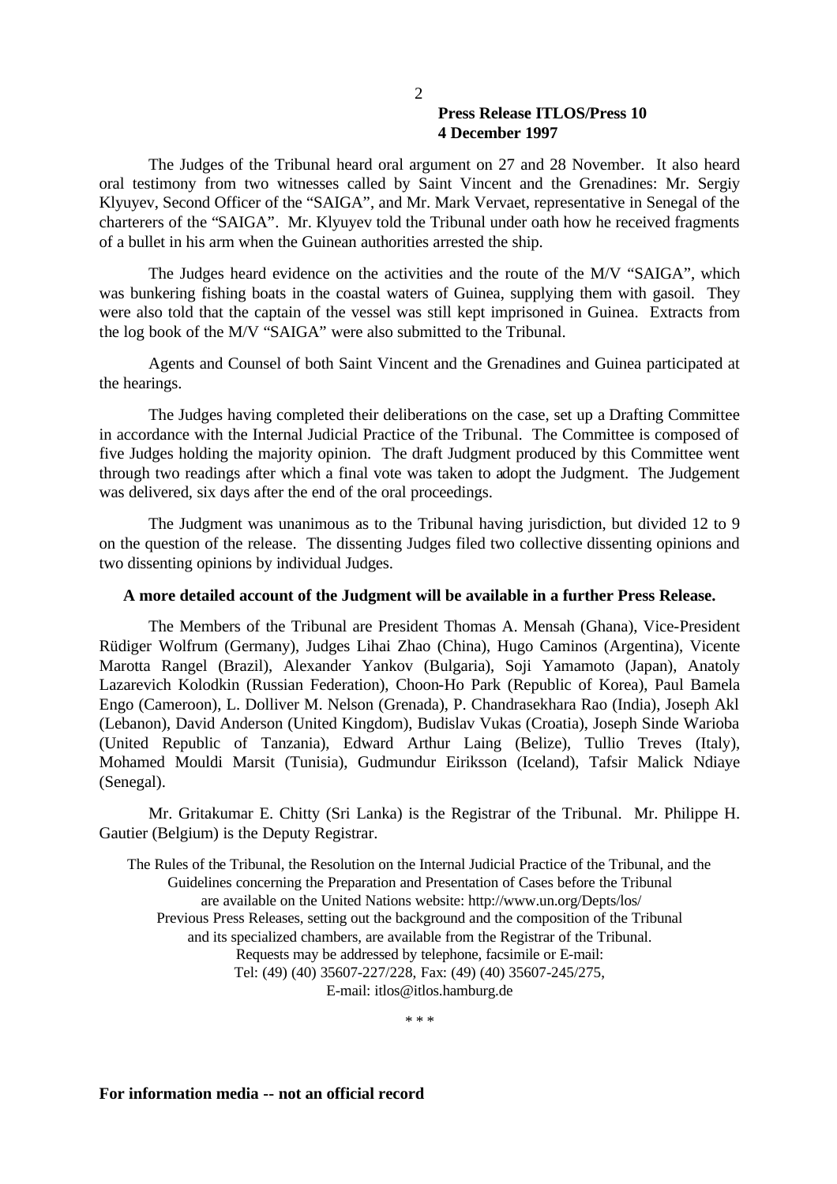**Press Release ITLOS/Press 10**
**4 December 1997**

The Judges of the Tribunal heard oral argument on 27 and 28 November. It also heard oral testimony from two witnesses called by Saint Vincent and the Grenadines: Mr. Sergiy Klyuyev, Second Officer of the "SAIGA", and Mr. Mark Vervaet, representative in Senegal of the charterers of the "SAIGA". Mr. Klyuyev told the Tribunal under oath how he received fragments of a bullet in his arm when the Guinean authorities arrested the ship.

The Judges heard evidence on the activities and the route of the M/V "SAIGA", which was bunkering fishing boats in the coastal waters of Guinea, supplying them with gasoil. They were also told that the captain of the vessel was still kept imprisoned in Guinea. Extracts from the log book of the M/V "SAIGA" were also submitted to the Tribunal.

Agents and Counsel of both Saint Vincent and the Grenadines and Guinea participated at the hearings.

The Judges having completed their deliberations on the case, set up a Drafting Committee in accordance with the Internal Judicial Practice of the Tribunal. The Committee is composed of five Judges holding the majority opinion. The draft Judgment produced by this Committee went through two readings after which a final vote was taken to adopt the Judgment. The Judgement was delivered, six days after the end of the oral proceedings.

The Judgment was unanimous as to the Tribunal having jurisdiction, but divided 12 to 9 on the question of the release. The dissenting Judges filed two collective dissenting opinions and two dissenting opinions by individual Judges.

**A more detailed account of the Judgment will be available in a further Press Release.**

The Members of the Tribunal are President Thomas A. Mensah (Ghana), Vice-President Rüdiger Wolfrum (Germany), Judges Lihai Zhao (China), Hugo Caminos (Argentina), Vicente Marotta Rangel (Brazil), Alexander Yankov (Bulgaria), Soji Yamamoto (Japan), Anatoly Lazarevich Kolodkin (Russian Federation), Choon-Ho Park (Republic of Korea), Paul Bamela Engo (Cameroon), L. Dolliver M. Nelson (Grenada), P. Chandrasekhara Rao (India), Joseph Akl (Lebanon), David Anderson (United Kingdom), Budislav Vukas (Croatia), Joseph Sinde Warioba (United Republic of Tanzania), Edward Arthur Laing (Belize), Tullio Treves (Italy), Mohamed Mouldi Marsit (Tunisia), Gudmundur Eiriksson (Iceland), Tafsir Malick Ndiaye (Senegal).

Mr. Gritakumar E. Chitty (Sri Lanka) is the Registrar of the Tribunal. Mr. Philippe H. Gautier (Belgium) is the Deputy Registrar.

The Rules of the Tribunal, the Resolution on the Internal Judicial Practice of the Tribunal, and the Guidelines concerning the Preparation and Presentation of Cases before the Tribunal are available on the United Nations website: http://www.un.org/Depts/los/
Previous Press Releases, setting out the background and the composition of the Tribunal and its specialized chambers, are available from the Registrar of the Tribunal.
Requests may be addressed by telephone, facsimile or E-mail:
Tel: (49) (40) 35607-227/228, Fax: (49) (40) 35607-245/275,
E-mail: itlos@itlos.hamburg.de

* * *

**For information media -- not an official record**